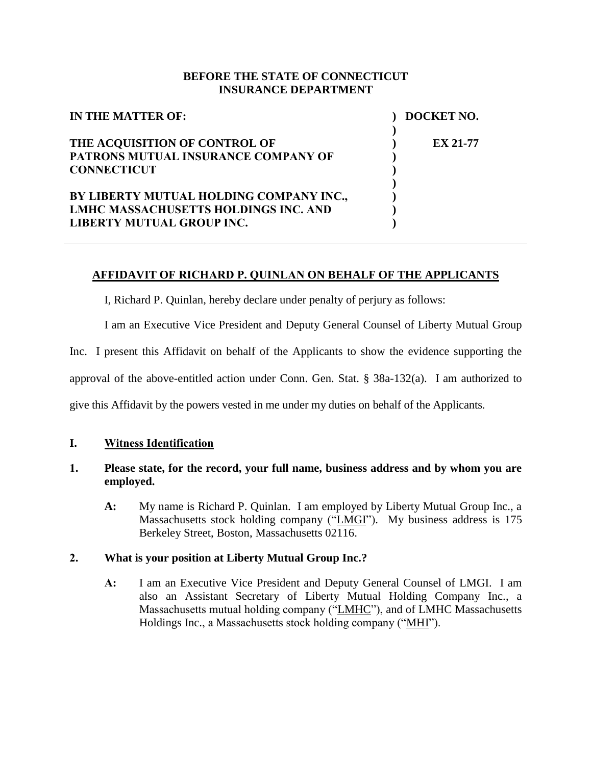**BEFORE THE STATE OF CONNECTICUT**
**INSURANCE DEPARTMENT**

| | | |
|---|---|---|
| **IN THE MATTER OF:** | **)** | **DOCKET NO.** |
| | **)** | |
| **THE ACQUISITION OF CONTROL OF PATRONS MUTUAL INSURANCE COMPANY OF CONNECTICUT** | **)** | **EX 21-77** |
| | **)** | |
| **BY LIBERTY MUTUAL HOLDING COMPANY INC., LMHC MASSACHUSETTS HOLDINGS INC. AND LIBERTY MUTUAL GROUP INC.** | **)** | |

---

**AFFIDAVIT OF RICHARD P. QUINLAN ON BEHALF OF THE APPLICANTS**

I, Richard P. Quinlan, hereby declare under penalty of perjury as follows:

I am an Executive Vice President and Deputy General Counsel of Liberty Mutual Group Inc. I present this Affidavit on behalf of the Applicants to show the evidence supporting the approval of the above-entitled action under Conn. Gen. Stat. § 38a-132(a). I am authorized to give this Affidavit by the powers vested in me under my duties on behalf of the Applicants.

## I. Witness Identification

**1. Please state, for the record, your full name, business address and by whom you are employed.**

**A:** My name is Richard P. Quinlan. I am employed by Liberty Mutual Group Inc., a Massachusetts stock holding company ("LMGI"). My business address is 175 Berkeley Street, Boston, Massachusetts 02116.

**2. What is your position at Liberty Mutual Group Inc.?**

**A:** I am an Executive Vice President and Deputy General Counsel of LMGI. I am also an Assistant Secretary of Liberty Mutual Holding Company Inc., a Massachusetts mutual holding company ("LMHC"), and of LMHC Massachusetts Holdings Inc., a Massachusetts stock holding company ("MHI").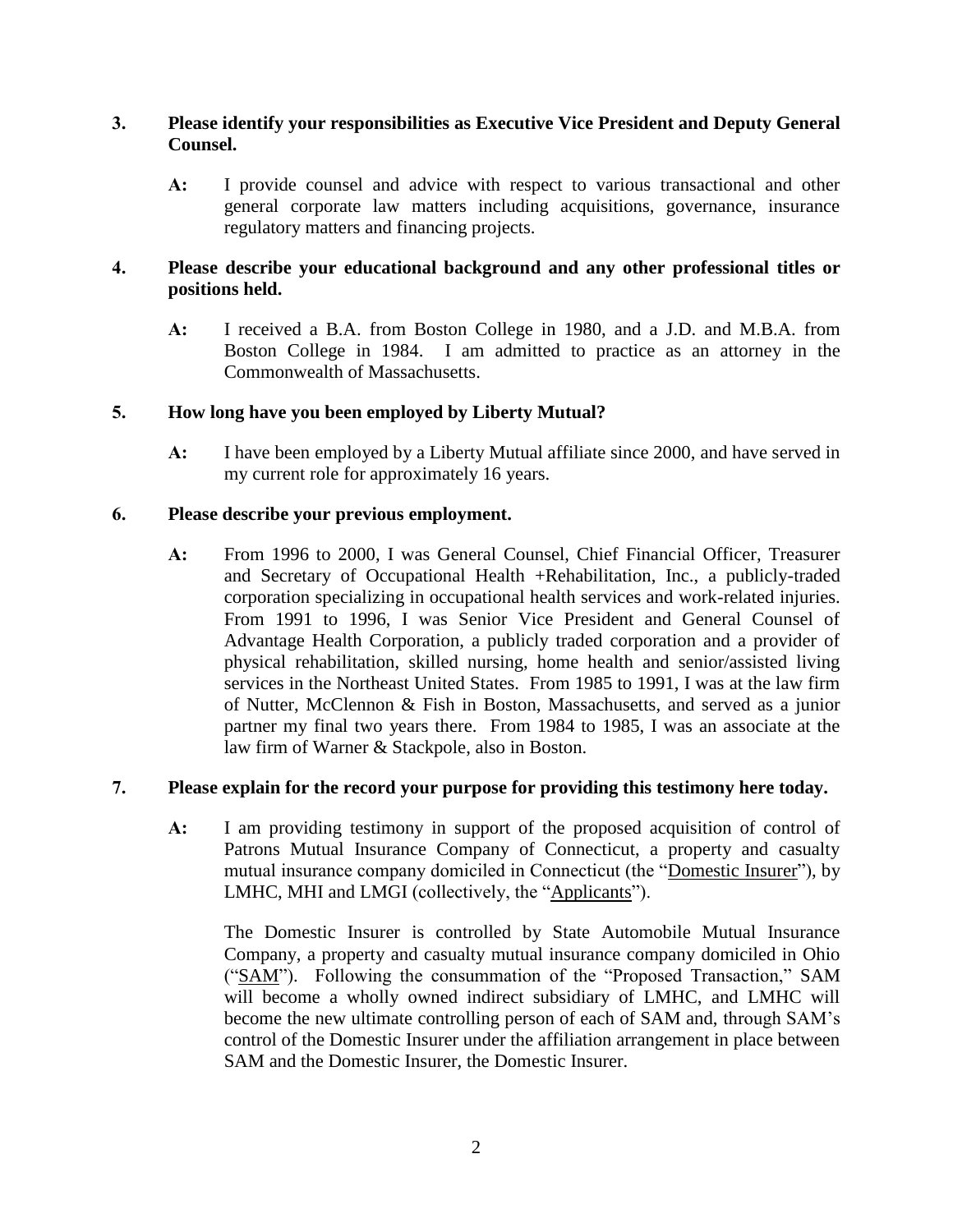**3. Please identify your responsibilities as Executive Vice President and Deputy General Counsel.**

**A:** I provide counsel and advice with respect to various transactional and other general corporate law matters including acquisitions, governance, insurance regulatory matters and financing projects.

**4. Please describe your educational background and any other professional titles or positions held.**

**A:** I received a B.A. from Boston College in 1980, and a J.D. and M.B.A. from Boston College in 1984. I am admitted to practice as an attorney in the Commonwealth of Massachusetts.

**5. How long have you been employed by Liberty Mutual?**

**A:** I have been employed by a Liberty Mutual affiliate since 2000, and have served in my current role for approximately 16 years.

**6. Please describe your previous employment.**

**A:** From 1996 to 2000, I was General Counsel, Chief Financial Officer, Treasurer and Secretary of Occupational Health +Rehabilitation, Inc., a publicly-traded corporation specializing in occupational health services and work-related injuries. From 1991 to 1996, I was Senior Vice President and General Counsel of Advantage Health Corporation, a publicly traded corporation and a provider of physical rehabilitation, skilled nursing, home health and senior/assisted living services in the Northeast United States. From 1985 to 1991, I was at the law firm of Nutter, McClennon & Fish in Boston, Massachusetts, and served as a junior partner my final two years there. From 1984 to 1985, I was an associate at the law firm of Warner & Stackpole, also in Boston.

**7. Please explain for the record your purpose for providing this testimony here today.**

**A:** I am providing testimony in support of the proposed acquisition of control of Patrons Mutual Insurance Company of Connecticut, a property and casualty mutual insurance company domiciled in Connecticut (the "Domestic Insurer"), by LMHC, MHI and LMGI (collectively, the "Applicants").

The Domestic Insurer is controlled by State Automobile Mutual Insurance Company, a property and casualty mutual insurance company domiciled in Ohio ("SAM"). Following the consummation of the "Proposed Transaction," SAM will become a wholly owned indirect subsidiary of LMHC, and LMHC will become the new ultimate controlling person of each of SAM and, through SAM's control of the Domestic Insurer under the affiliation arrangement in place between SAM and the Domestic Insurer, the Domestic Insurer.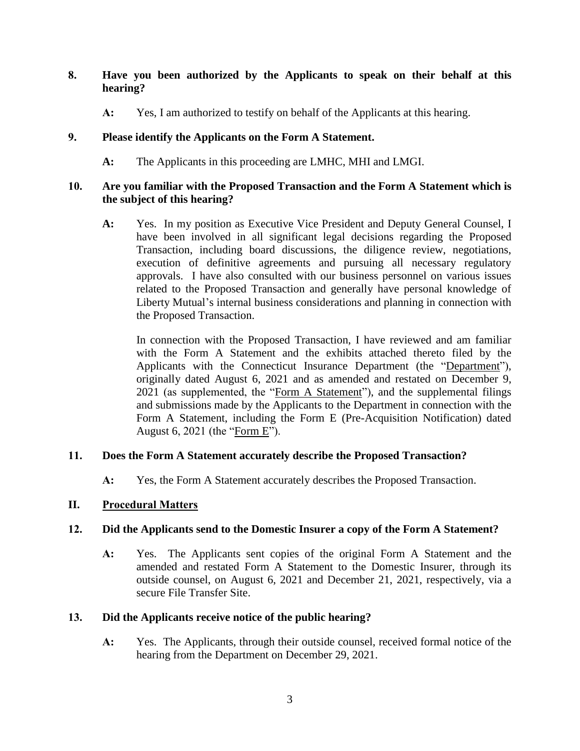**8. Have you been authorized by the Applicants to speak on their behalf at this hearing?**

**A:** Yes, I am authorized to testify on behalf of the Applicants at this hearing.

**9. Please identify the Applicants on the Form A Statement.**

**A:** The Applicants in this proceeding are LMHC, MHI and LMGI.

**10. Are you familiar with the Proposed Transaction and the Form A Statement which is the subject of this hearing?**

**A:** Yes. In my position as Executive Vice President and Deputy General Counsel, I have been involved in all significant legal decisions regarding the Proposed Transaction, including board discussions, the diligence review, negotiations, execution of definitive agreements and pursuing all necessary regulatory approvals. I have also consulted with our business personnel on various issues related to the Proposed Transaction and generally have personal knowledge of Liberty Mutual's internal business considerations and planning in connection with the Proposed Transaction.

In connection with the Proposed Transaction, I have reviewed and am familiar with the Form A Statement and the exhibits attached thereto filed by the Applicants with the Connecticut Insurance Department (the "Department"), originally dated August 6, 2021 and as amended and restated on December 9, 2021 (as supplemented, the "Form A Statement"), and the supplemental filings and submissions made by the Applicants to the Department in connection with the Form A Statement, including the Form E (Pre-Acquisition Notification) dated August 6, 2021 (the "Form E").

**11. Does the Form A Statement accurately describe the Proposed Transaction?**

**A:** Yes, the Form A Statement accurately describes the Proposed Transaction.

## II. Procedural Matters

**12. Did the Applicants send to the Domestic Insurer a copy of the Form A Statement?**

**A:** Yes. The Applicants sent copies of the original Form A Statement and the amended and restated Form A Statement to the Domestic Insurer, through its outside counsel, on August 6, 2021 and December 21, 2021, respectively, via a secure File Transfer Site.

**13. Did the Applicants receive notice of the public hearing?**

**A:** Yes. The Applicants, through their outside counsel, received formal notice of the hearing from the Department on December 29, 2021.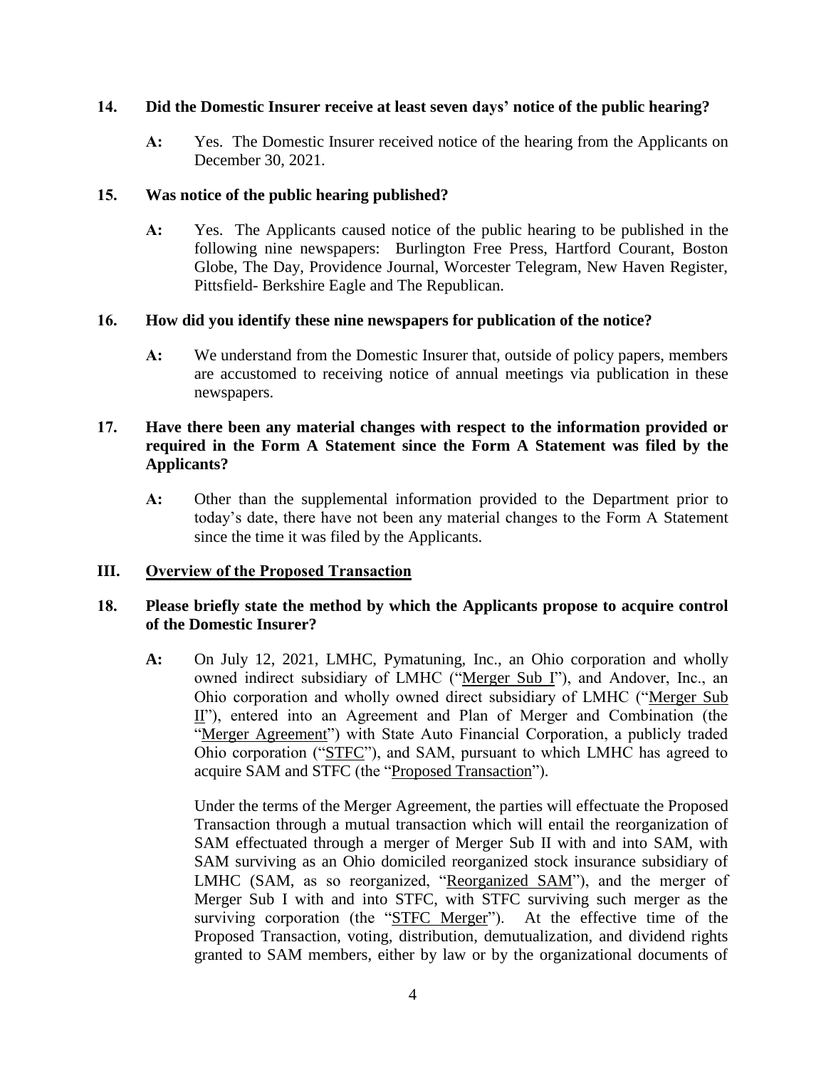**14. Did the Domestic Insurer receive at least seven days' notice of the public hearing?**

**A:** Yes. The Domestic Insurer received notice of the hearing from the Applicants on December 30, 2021.

**15. Was notice of the public hearing published?**

**A:** Yes. The Applicants caused notice of the public hearing to be published in the following nine newspapers: Burlington Free Press, Hartford Courant, Boston Globe, The Day, Providence Journal, Worcester Telegram, New Haven Register, Pittsfield- Berkshire Eagle and The Republican.

**16. How did you identify these nine newspapers for publication of the notice?**

**A:** We understand from the Domestic Insurer that, outside of policy papers, members are accustomed to receiving notice of annual meetings via publication in these newspapers.

**17. Have there been any material changes with respect to the information provided or required in the Form A Statement since the Form A Statement was filed by the Applicants?**

**A:** Other than the supplemental information provided to the Department prior to today's date, there have not been any material changes to the Form A Statement since the time it was filed by the Applicants.

## III. Overview of the Proposed Transaction

**18. Please briefly state the method by which the Applicants propose to acquire control of the Domestic Insurer?**

**A:** On July 12, 2021, LMHC, Pymatuning, Inc., an Ohio corporation and wholly owned indirect subsidiary of LMHC ("Merger Sub I"), and Andover, Inc., an Ohio corporation and wholly owned direct subsidiary of LMHC ("Merger Sub II"), entered into an Agreement and Plan of Merger and Combination (the "Merger Agreement") with State Auto Financial Corporation, a publicly traded Ohio corporation ("STFC"), and SAM, pursuant to which LMHC has agreed to acquire SAM and STFC (the "Proposed Transaction").

Under the terms of the Merger Agreement, the parties will effectuate the Proposed Transaction through a mutual transaction which will entail the reorganization of SAM effectuated through a merger of Merger Sub II with and into SAM, with SAM surviving as an Ohio domiciled reorganized stock insurance subsidiary of LMHC (SAM, as so reorganized, "Reorganized SAM"), and the merger of Merger Sub I with and into STFC, with STFC surviving such merger as the surviving corporation (the "STFC Merger"). At the effective time of the Proposed Transaction, voting, distribution, demutualization, and dividend rights granted to SAM members, either by law or by the organizational documents of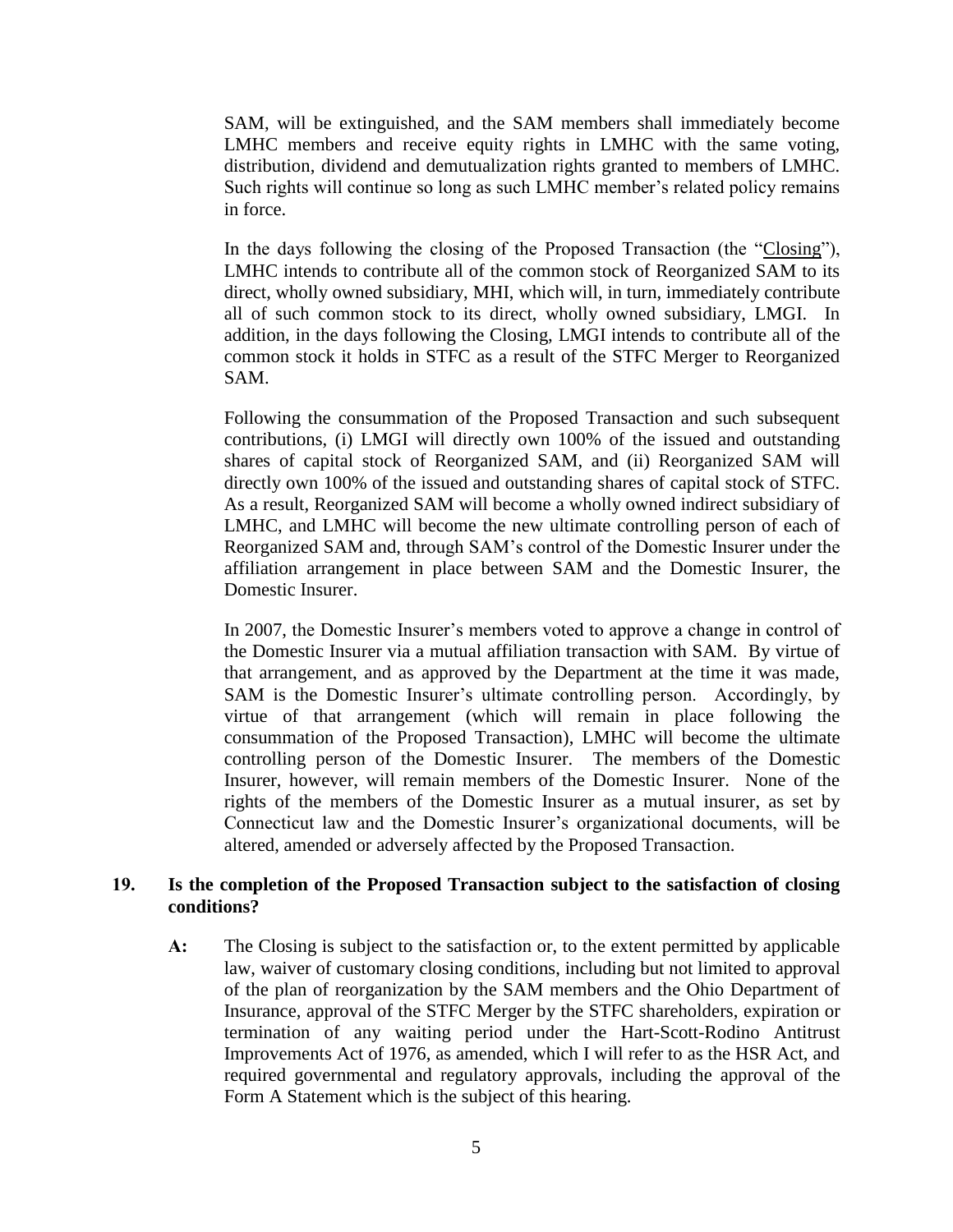SAM, will be extinguished, and the SAM members shall immediately become LMHC members and receive equity rights in LMHC with the same voting, distribution, dividend and demutualization rights granted to members of LMHC. Such rights will continue so long as such LMHC member's related policy remains in force.

In the days following the closing of the Proposed Transaction (the "Closing"), LMHC intends to contribute all of the common stock of Reorganized SAM to its direct, wholly owned subsidiary, MHI, which will, in turn, immediately contribute all of such common stock to its direct, wholly owned subsidiary, LMGI. In addition, in the days following the Closing, LMGI intends to contribute all of the common stock it holds in STFC as a result of the STFC Merger to Reorganized SAM.

Following the consummation of the Proposed Transaction and such subsequent contributions, (i) LMGI will directly own 100% of the issued and outstanding shares of capital stock of Reorganized SAM, and (ii) Reorganized SAM will directly own 100% of the issued and outstanding shares of capital stock of STFC. As a result, Reorganized SAM will become a wholly owned indirect subsidiary of LMHC, and LMHC will become the new ultimate controlling person of each of Reorganized SAM and, through SAM's control of the Domestic Insurer under the affiliation arrangement in place between SAM and the Domestic Insurer, the Domestic Insurer.

In 2007, the Domestic Insurer's members voted to approve a change in control of the Domestic Insurer via a mutual affiliation transaction with SAM. By virtue of that arrangement, and as approved by the Department at the time it was made, SAM is the Domestic Insurer's ultimate controlling person. Accordingly, by virtue of that arrangement (which will remain in place following the consummation of the Proposed Transaction), LMHC will become the ultimate controlling person of the Domestic Insurer. The members of the Domestic Insurer, however, will remain members of the Domestic Insurer. None of the rights of the members of the Domestic Insurer as a mutual insurer, as set by Connecticut law and the Domestic Insurer's organizational documents, will be altered, amended or adversely affected by the Proposed Transaction.

**19. Is the completion of the Proposed Transaction subject to the satisfaction of closing conditions?**

**A:** The Closing is subject to the satisfaction or, to the extent permitted by applicable law, waiver of customary closing conditions, including but not limited to approval of the plan of reorganization by the SAM members and the Ohio Department of Insurance, approval of the STFC Merger by the STFC shareholders, expiration or termination of any waiting period under the Hart-Scott-Rodino Antitrust Improvements Act of 1976, as amended, which I will refer to as the HSR Act, and required governmental and regulatory approvals, including the approval of the Form A Statement which is the subject of this hearing.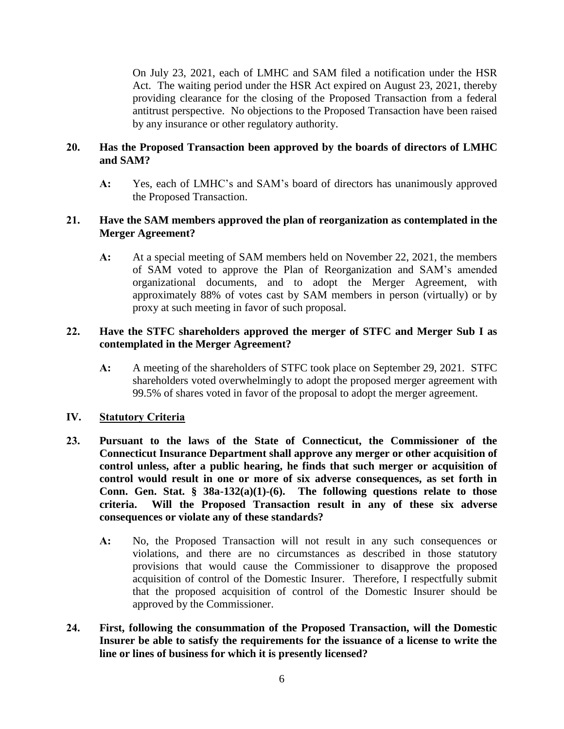On July 23, 2021, each of LMHC and SAM filed a notification under the HSR Act. The waiting period under the HSR Act expired on August 23, 2021, thereby providing clearance for the closing of the Proposed Transaction from a federal antitrust perspective. No objections to the Proposed Transaction have been raised by any insurance or other regulatory authority.

**20. Has the Proposed Transaction been approved by the boards of directors of LMHC and SAM?**

**A:** Yes, each of LMHC's and SAM's board of directors has unanimously approved the Proposed Transaction.

**21. Have the SAM members approved the plan of reorganization as contemplated in the Merger Agreement?**

**A:** At a special meeting of SAM members held on November 22, 2021, the members of SAM voted to approve the Plan of Reorganization and SAM's amended organizational documents, and to adopt the Merger Agreement, with approximately 88% of votes cast by SAM members in person (virtually) or by proxy at such meeting in favor of such proposal.

**22. Have the STFC shareholders approved the merger of STFC and Merger Sub I as contemplated in the Merger Agreement?**

**A:** A meeting of the shareholders of STFC took place on September 29, 2021. STFC shareholders voted overwhelmingly to adopt the proposed merger agreement with 99.5% of shares voted in favor of the proposal to adopt the merger agreement.

## IV. Statutory Criteria

**23. Pursuant to the laws of the State of Connecticut, the Commissioner of the Connecticut Insurance Department shall approve any merger or other acquisition of control unless, after a public hearing, he finds that such merger or acquisition of control would result in one or more of six adverse consequences, as set forth in Conn. Gen. Stat. § 38a-132(a)(1)-(6). The following questions relate to those criteria. Will the Proposed Transaction result in any of these six adverse consequences or violate any of these standards?**

**A:** No, the Proposed Transaction will not result in any such consequences or violations, and there are no circumstances as described in those statutory provisions that would cause the Commissioner to disapprove the proposed acquisition of control of the Domestic Insurer. Therefore, I respectfully submit that the proposed acquisition of control of the Domestic Insurer should be approved by the Commissioner.

**24. First, following the consummation of the Proposed Transaction, will the Domestic Insurer be able to satisfy the requirements for the issuance of a license to write the line or lines of business for which it is presently licensed?**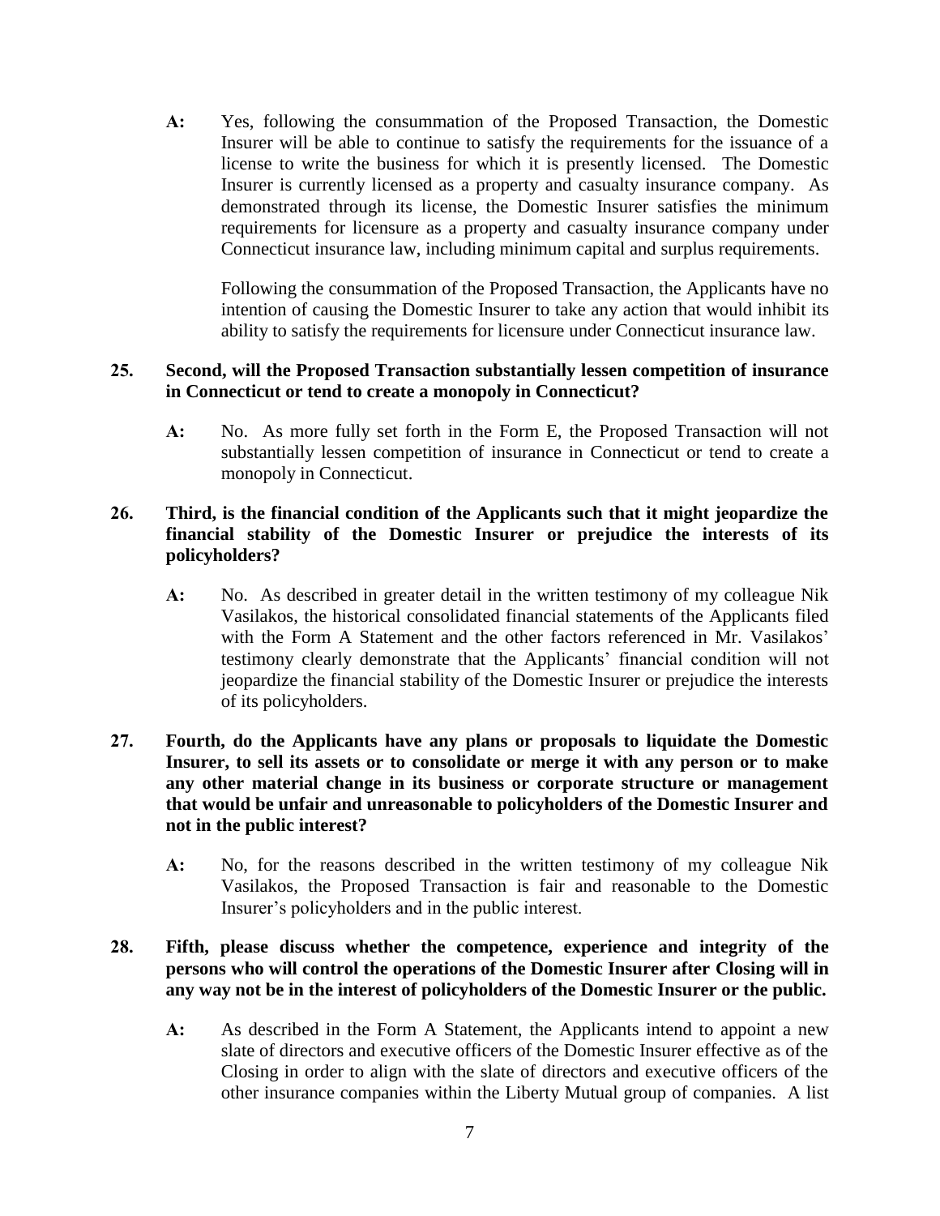**A:** Yes, following the consummation of the Proposed Transaction, the Domestic Insurer will be able to continue to satisfy the requirements for the issuance of a license to write the business for which it is presently licensed. The Domestic Insurer is currently licensed as a property and casualty insurance company. As demonstrated through its license, the Domestic Insurer satisfies the minimum requirements for licensure as a property and casualty insurance company under Connecticut insurance law, including minimum capital and surplus requirements.

Following the consummation of the Proposed Transaction, the Applicants have no intention of causing the Domestic Insurer to take any action that would inhibit its ability to satisfy the requirements for licensure under Connecticut insurance law.

**25. Second, will the Proposed Transaction substantially lessen competition of insurance in Connecticut or tend to create a monopoly in Connecticut?**

**A:** No. As more fully set forth in the Form E, the Proposed Transaction will not substantially lessen competition of insurance in Connecticut or tend to create a monopoly in Connecticut.

**26. Third, is the financial condition of the Applicants such that it might jeopardize the financial stability of the Domestic Insurer or prejudice the interests of its policyholders?**

**A:** No. As described in greater detail in the written testimony of my colleague Nik Vasilakos, the historical consolidated financial statements of the Applicants filed with the Form A Statement and the other factors referenced in Mr. Vasilakos' testimony clearly demonstrate that the Applicants' financial condition will not jeopardize the financial stability of the Domestic Insurer or prejudice the interests of its policyholders.

**27. Fourth, do the Applicants have any plans or proposals to liquidate the Domestic Insurer, to sell its assets or to consolidate or merge it with any person or to make any other material change in its business or corporate structure or management that would be unfair and unreasonable to policyholders of the Domestic Insurer and not in the public interest?**

**A:** No, for the reasons described in the written testimony of my colleague Nik Vasilakos, the Proposed Transaction is fair and reasonable to the Domestic Insurer's policyholders and in the public interest.

**28. Fifth, please discuss whether the competence, experience and integrity of the persons who will control the operations of the Domestic Insurer after Closing will in any way not be in the interest of policyholders of the Domestic Insurer or the public.**

**A:** As described in the Form A Statement, the Applicants intend to appoint a new slate of directors and executive officers of the Domestic Insurer effective as of the Closing in order to align with the slate of directors and executive officers of the other insurance companies within the Liberty Mutual group of companies. A list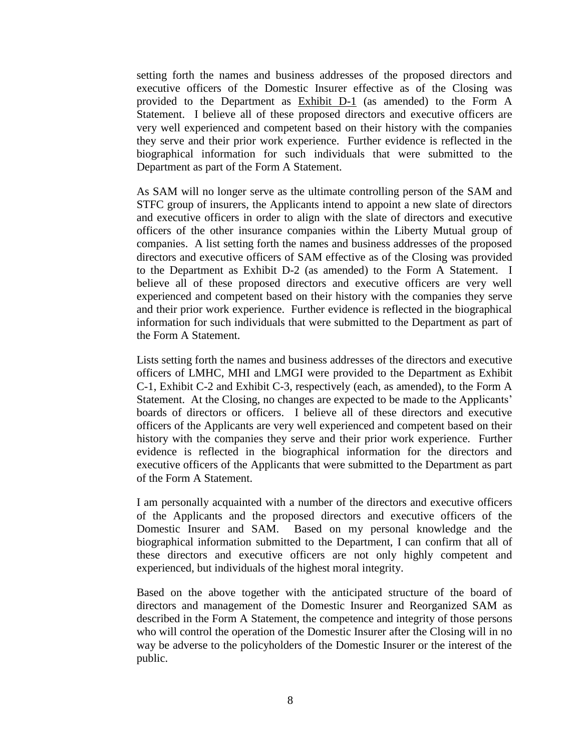setting forth the names and business addresses of the proposed directors and executive officers of the Domestic Insurer effective as of the Closing was provided to the Department as Exhibit D-1 (as amended) to the Form A Statement. I believe all of these proposed directors and executive officers are very well experienced and competent based on their history with the companies they serve and their prior work experience. Further evidence is reflected in the biographical information for such individuals that were submitted to the Department as part of the Form A Statement.

As SAM will no longer serve as the ultimate controlling person of the SAM and STFC group of insurers, the Applicants intend to appoint a new slate of directors and executive officers in order to align with the slate of directors and executive officers of the other insurance companies within the Liberty Mutual group of companies. A list setting forth the names and business addresses of the proposed directors and executive officers of SAM effective as of the Closing was provided to the Department as Exhibit D-2 (as amended) to the Form A Statement. I believe all of these proposed directors and executive officers are very well experienced and competent based on their history with the companies they serve and their prior work experience. Further evidence is reflected in the biographical information for such individuals that were submitted to the Department as part of the Form A Statement.

Lists setting forth the names and business addresses of the directors and executive officers of LMHC, MHI and LMGI were provided to the Department as Exhibit C-1, Exhibit C-2 and Exhibit C-3, respectively (each, as amended), to the Form A Statement. At the Closing, no changes are expected to be made to the Applicants' boards of directors or officers. I believe all of these directors and executive officers of the Applicants are very well experienced and competent based on their history with the companies they serve and their prior work experience. Further evidence is reflected in the biographical information for the directors and executive officers of the Applicants that were submitted to the Department as part of the Form A Statement.

I am personally acquainted with a number of the directors and executive officers of the Applicants and the proposed directors and executive officers of the Domestic Insurer and SAM. Based on my personal knowledge and the biographical information submitted to the Department, I can confirm that all of these directors and executive officers are not only highly competent and experienced, but individuals of the highest moral integrity.

Based on the above together with the anticipated structure of the board of directors and management of the Domestic Insurer and Reorganized SAM as described in the Form A Statement, the competence and integrity of those persons who will control the operation of the Domestic Insurer after the Closing will in no way be adverse to the policyholders of the Domestic Insurer or the interest of the public.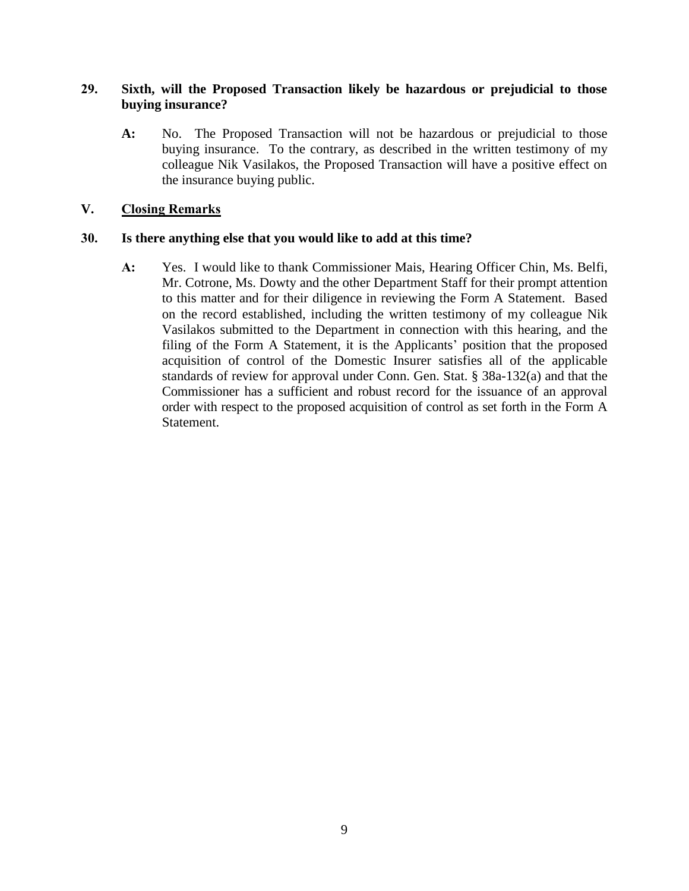**29. Sixth, will the Proposed Transaction likely be hazardous or prejudicial to those buying insurance?**

**A:** No. The Proposed Transaction will not be hazardous or prejudicial to those buying insurance. To the contrary, as described in the written testimony of my colleague Nik Vasilakos, the Proposed Transaction will have a positive effect on the insurance buying public.

## V. Closing Remarks

**30. Is there anything else that you would like to add at this time?**

**A:** Yes. I would like to thank Commissioner Mais, Hearing Officer Chin, Ms. Belfi, Mr. Cotrone, Ms. Dowty and the other Department Staff for their prompt attention to this matter and for their diligence in reviewing the Form A Statement. Based on the record established, including the written testimony of my colleague Nik Vasilakos submitted to the Department in connection with this hearing, and the filing of the Form A Statement, it is the Applicants' position that the proposed acquisition of control of the Domestic Insurer satisfies all of the applicable standards of review for approval under Conn. Gen. Stat. § 38a-132(a) and that the Commissioner has a sufficient and robust record for the issuance of an approval order with respect to the proposed acquisition of control as set forth in the Form A Statement.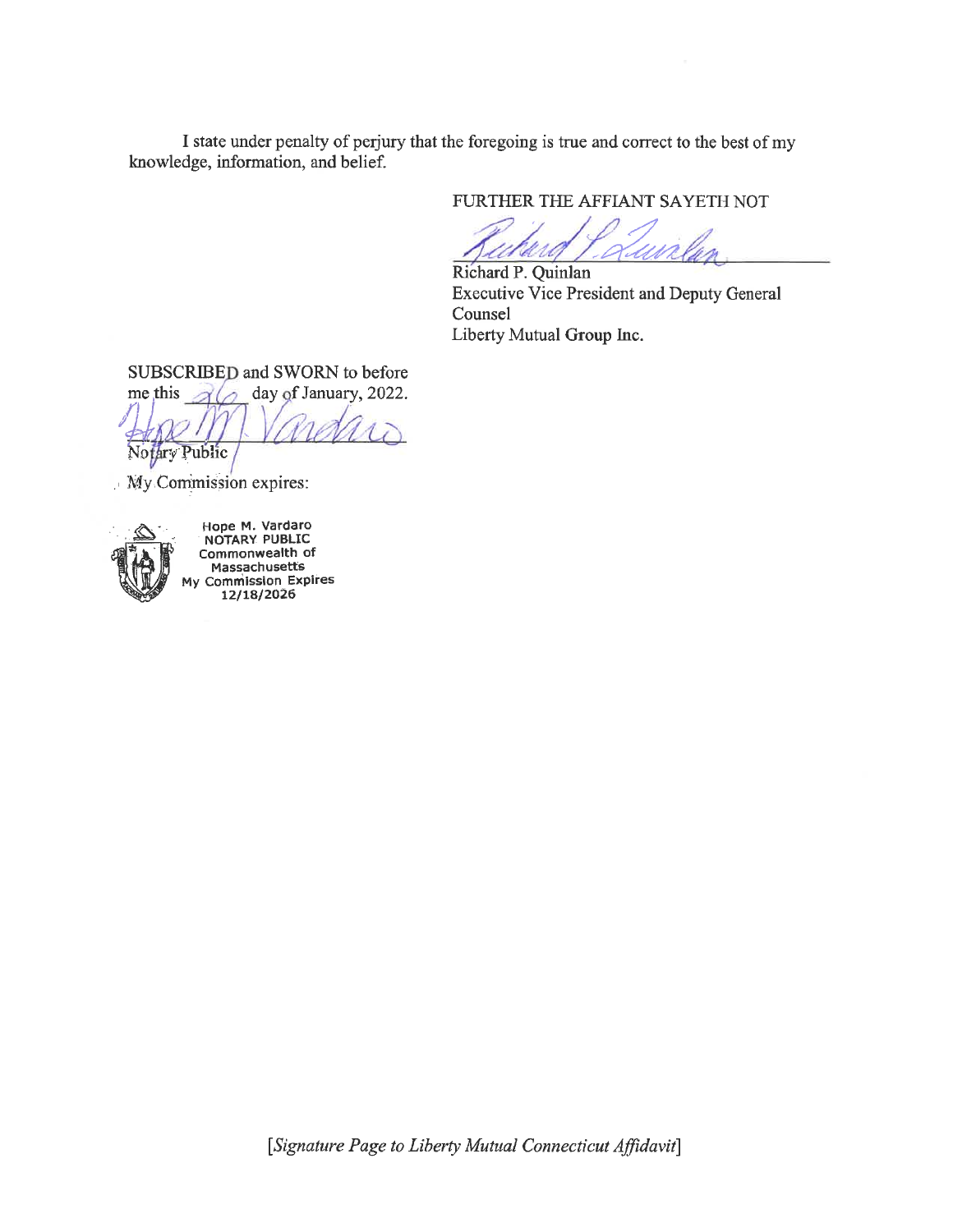I state under penalty of perjury that the foregoing is true and correct to the best of my knowledge, information, and belief.

FURTHER THE AFFIANT SAYETH NOT

Richard P. Quinlan
Executive Vice President and Deputy General Counsel
Liberty Mutual Group Inc.

SUBSCRIBED and SWORN to before me this 26 day of January, 2022.

Notary Public

My Commission expires:

Hope M. Vardaro
NOTARY PUBLIC
Commonwealth of Massachusetts
My Commission Expires 12/18/2026

*[Signature Page to Liberty Mutual Connecticut Affidavit]*